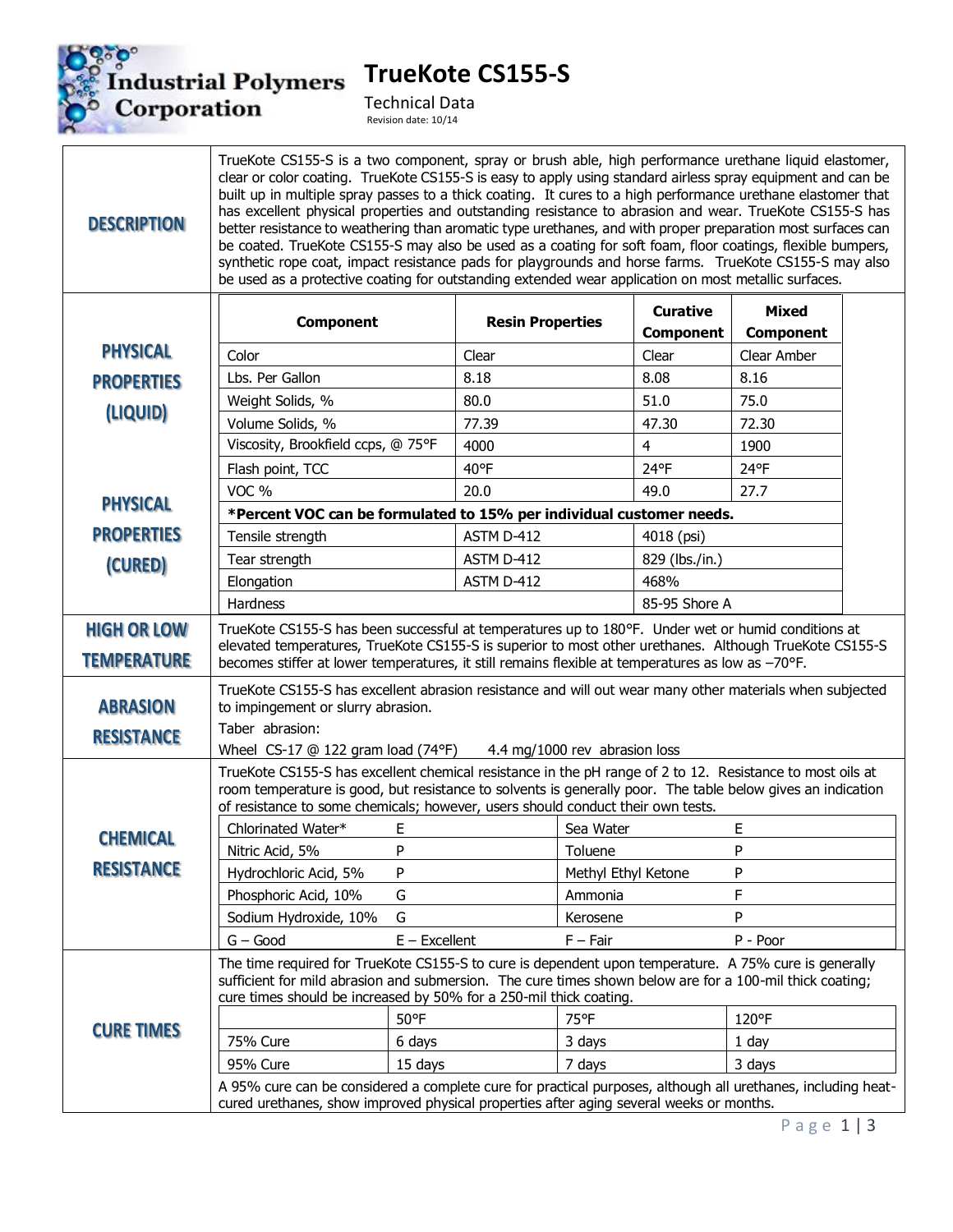# TrueKote CS155-S

Technical Data

Revision date: 10/14

## DESCRIPTION

TrueKote CS155-S is a two component, spray or brush able, high performance urethane liquid elastomer, clear or color coating. TrueKote CS155-S is easy to apply using standard airless spray equipment and can be built up in multiple spray passes to a thick coating. It cures to a high performance urethane elastomer that has excellent physical properties and outstanding resistance to abrasion and wear. TrueKote CS155-S has better resistance to weathering than aromatic type urethanes, and with proper preparation most surfaces can be coated. TrueKote CS155-S may also be used as a coating for soft foam, floor coatings, flexible bumpers, synthetic rope coat, impact resistance pads for playgrounds and horse farms. TrueKote CS155-S may also be used as a protective coating for outstanding extended wear application on most metallic surfaces.

## PHYSICAL PROPERTIES (LIQUID)

## PHYSICAL PROPERTIES (CURED)

| Component | Resin Properties | Curative Component | Mixed Component |
|---|---|---|---|
| Color | Clear | Clear | Clear Amber |
| Lbs. Per Gallon | 8.18 | 8.08 | 8.16 |
| Weight Solids, % | 80.0 | 51.0 | 75.0 |
| Volume Solids, % | 77.39 | 47.30 | 72.30 |
| Viscosity, Brookfield ccps, @ 75°F | 4000 | 4 | 1900 |
| Flash point, TCC | 40°F | 24°F | 24°F |
| VOC % | 20.0 | 49.0 | 27.7 |
| ***Percent VOC can be formulated to 15% per individual customer needs.** | | | |
| Tensile strength | ASTM D-412 | 4018 (psi) | |
| Tear strength | ASTM D-412 | 829 (lbs./in.) | |
| Elongation | ASTM D-412 | 468% | |
| Hardness | | 85-95 Shore A | |

## HIGH OR LOW TEMPERATURE

TrueKote CS155-S has been successful at temperatures up to 180°F. Under wet or humid conditions at elevated temperatures, TrueKote CS155-S is superior to most other urethanes. Although TrueKote CS155-S becomes stiffer at lower temperatures, it still remains flexible at temperatures as low as –70°F.

## ABRASION RESISTANCE

TrueKote CS155-S has excellent abrasion resistance and will out wear many other materials when subjected to impingement or slurry abrasion.

Taber abrasion:

Wheel CS-17 @ 122 gram load (74°F) 4.4 mg/1000 rev abrasion loss

## CHEMICAL RESISTANCE

TrueKote CS155-S has excellent chemical resistance in the pH range of 2 to 12. Resistance to most oils at room temperature is good, but resistance to solvents is generally poor. The table below gives an indication of resistance to some chemicals; however, users should conduct their own tests.

| | | | |
|---|---|---|---|
| Chlorinated Water* | E | Sea Water | E |
| Nitric Acid, 5% | P | Toluene | P |
| Hydrochloric Acid, 5% | P | Methyl Ethyl Ketone | P |
| Phosphoric Acid, 10% | G | Ammonia | F |
| Sodium Hydroxide, 10% | G | Kerosene | P |
| G – Good | E – Excellent | F – Fair | P - Poor |

## CURE TIMES

The time required for TrueKote CS155-S to cure is dependent upon temperature. A 75% cure is generally sufficient for mild abrasion and submersion. The cure times shown below are for a 100-mil thick coating; cure times should be increased by 50% for a 250-mil thick coating.

| | 50°F | 75°F | 120°F |
|---|---|---|---|
| 75% Cure | 6 days | 3 days | 1 day |
| 95% Cure | 15 days | 7 days | 3 days |

A 95% cure can be considered a complete cure for practical purposes, although all urethanes, including heat-cured urethanes, show improved physical properties after aging several weeks or months.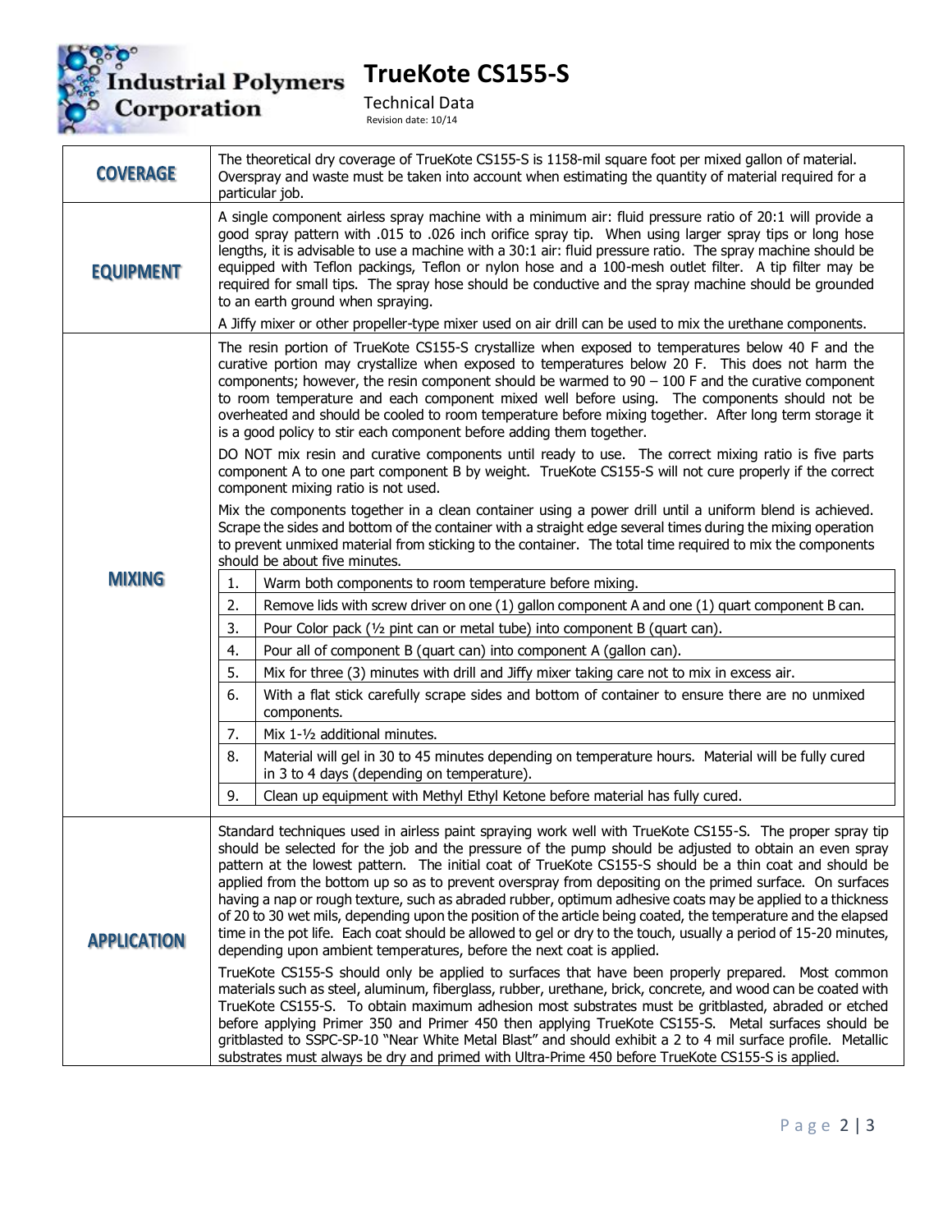# TrueKote CS155-S

Technical Data

Revision date: 10/14

## COVERAGE

The theoretical dry coverage of TrueKote CS155-S is 1158-mil square foot per mixed gallon of material. Overspray and waste must be taken into account when estimating the quantity of material required for a particular job.

## EQUIPMENT

A single component airless spray machine with a minimum air: fluid pressure ratio of 20:1 will provide a good spray pattern with .015 to .026 inch orifice spray tip. When using larger spray tips or long hose lengths, it is advisable to use a machine with a 30:1 air: fluid pressure ratio. The spray machine should be equipped with Teflon packings, Teflon or nylon hose and a 100-mesh outlet filter. A tip filter may be required for small tips. The spray hose should be conductive and the spray machine should be grounded to an earth ground when spraying.

A Jiffy mixer or other propeller-type mixer used on air drill can be used to mix the urethane components.

## MIXING

The resin portion of TrueKote CS155-S crystallize when exposed to temperatures below 40 F and the curative portion may crystallize when exposed to temperatures below 20 F. This does not harm the components; however, the resin component should be warmed to 90 – 100 F and the curative component to room temperature and each component mixed well before using. The components should not be overheated and should be cooled to room temperature before mixing together. After long term storage it is a good policy to stir each component before adding them together.

DO NOT mix resin and curative components until ready to use. The correct mixing ratio is five parts component A to one part component B by weight. TrueKote CS155-S will not cure properly if the correct component mixing ratio is not used.

Mix the components together in a clean container using a power drill until a uniform blend is achieved. Scrape the sides and bottom of the container with a straight edge several times during the mixing operation to prevent unmixed material from sticking to the container. The total time required to mix the components should be about five minutes.

| | |
|---|---|
| 1. | Warm both components to room temperature before mixing. |
| 2. | Remove lids with screw driver on one (1) gallon component A and one (1) quart component B can. |
| 3. | Pour Color pack (½ pint can or metal tube) into component B (quart can). |
| 4. | Pour all of component B (quart can) into component A (gallon can). |
| 5. | Mix for three (3) minutes with drill and Jiffy mixer taking care not to mix in excess air. |
| 6. | With a flat stick carefully scrape sides and bottom of container to ensure there are no unmixed components. |
| 7. | Mix 1-½ additional minutes. |
| 8. | Material will gel in 30 to 45 minutes depending on temperature hours. Material will be fully cured in 3 to 4 days (depending on temperature). |
| 9. | Clean up equipment with Methyl Ethyl Ketone before material has fully cured. |

## APPLICATION

Standard techniques used in airless paint spraying work well with TrueKote CS155-S. The proper spray tip should be selected for the job and the pressure of the pump should be adjusted to obtain an even spray pattern at the lowest pattern. The initial coat of TrueKote CS155-S should be a thin coat and should be applied from the bottom up so as to prevent overspray from depositing on the primed surface. On surfaces having a nap or rough texture, such as abraded rubber, optimum adhesive coats may be applied to a thickness of 20 to 30 wet mils, depending upon the position of the article being coated, the temperature and the elapsed time in the pot life. Each coat should be allowed to gel or dry to the touch, usually a period of 15-20 minutes, depending upon ambient temperatures, before the next coat is applied.

TrueKote CS155-S should only be applied to surfaces that have been properly prepared. Most common materials such as steel, aluminum, fiberglass, rubber, urethane, brick, concrete, and wood can be coated with TrueKote CS155-S. To obtain maximum adhesion most substrates must be gritblasted, abraded or etched before applying Primer 350 and Primer 450 then applying TrueKote CS155-S. Metal surfaces should be gritblasted to SSPC-SP-10 "Near White Metal Blast" and should exhibit a 2 to 4 mil surface profile. Metallic substrates must always be dry and primed with Ultra-Prime 450 before TrueKote CS155-S is applied.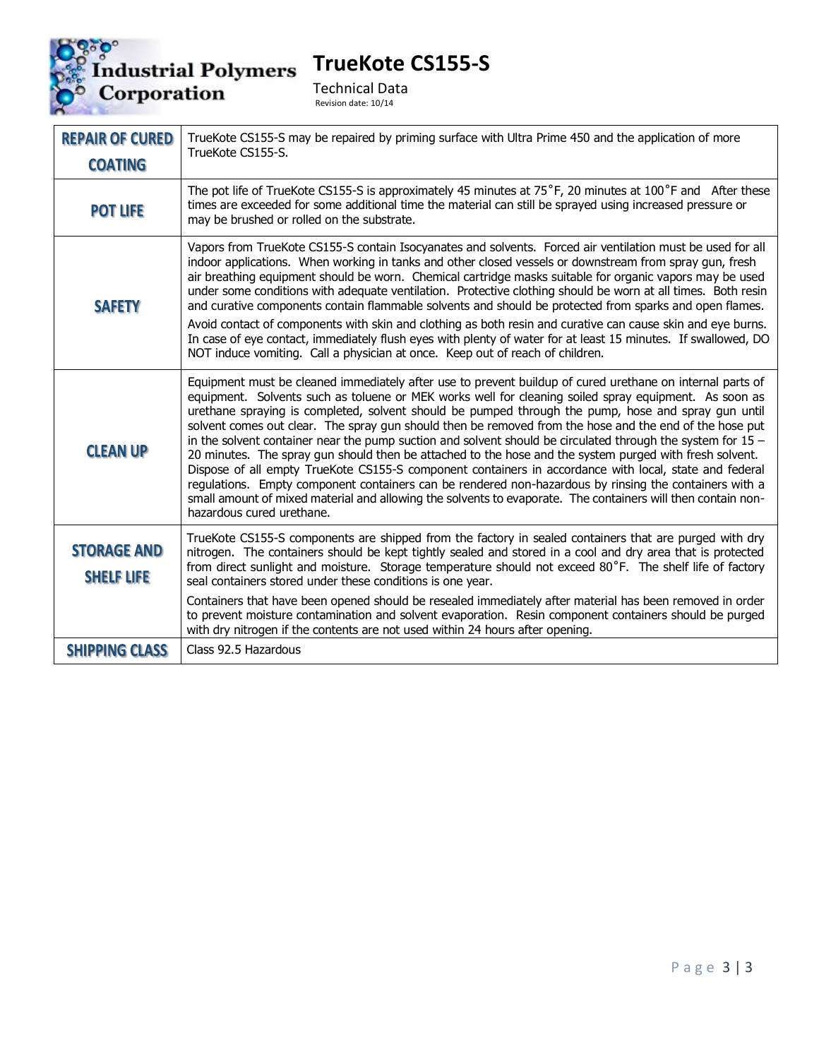# TrueKote CS155-S

Technical Data

Revision date: 10/14

| | |
|---|---|
| **REPAIR OF CURED COATING** | TrueKote CS155-S may be repaired by priming surface with Ultra Prime 450 and the application of more TrueKote CS155-S. |
| **POT LIFE** | The pot life of TrueKote CS155-S is approximately 45 minutes at 75˚F, 20 minutes at 100˚F and After these times are exceeded for some additional time the material can still be sprayed using increased pressure or may be brushed or rolled on the substrate. |
| **SAFETY** | Vapors from TrueKote CS155-S contain Isocyanates and solvents. Forced air ventilation must be used for all indoor applications. When working in tanks and other closed vessels or downstream from spray gun, fresh air breathing equipment should be worn. Chemical cartridge masks suitable for organic vapors may be used under some conditions with adequate ventilation. Protective clothing should be worn at all times. Both resin and curative components contain flammable solvents and should be protected from sparks and open flames.<br><br>Avoid contact of components with skin and clothing as both resin and curative can cause skin and eye burns. In case of eye contact, immediately flush eyes with plenty of water for at least 15 minutes. If swallowed, DO NOT induce vomiting. Call a physician at once. Keep out of reach of children. |
| **CLEAN UP** | Equipment must be cleaned immediately after use to prevent buildup of cured urethane on internal parts of equipment. Solvents such as toluene or MEK works well for cleaning soiled spray equipment. As soon as urethane spraying is completed, solvent should be pumped through the pump, hose and spray gun until solvent comes out clear. The spray gun should then be removed from the hose and the end of the hose put in the solvent container near the pump suction and solvent should be circulated through the system for 15 – 20 minutes. The spray gun should then be attached to the hose and the system purged with fresh solvent. Dispose of all empty TrueKote CS155-S component containers in accordance with local, state and federal regulations. Empty component containers can be rendered non-hazardous by rinsing the containers with a small amount of mixed material and allowing the solvents to evaporate. The containers will then contain non-hazardous cured urethane. |
| **STORAGE AND SHELF LIFE** | TrueKote CS155-S components are shipped from the factory in sealed containers that are purged with dry nitrogen. The containers should be kept tightly sealed and stored in a cool and dry area that is protected from direct sunlight and moisture. Storage temperature should not exceed 80˚F. The shelf life of factory seal containers stored under these conditions is one year.<br><br>Containers that have been opened should be resealed immediately after material has been removed in order to prevent moisture contamination and solvent evaporation. Resin component containers should be purged with dry nitrogen if the contents are not used within 24 hours after opening. |
| **SHIPPING CLASS** | Class 92.5 Hazardous |